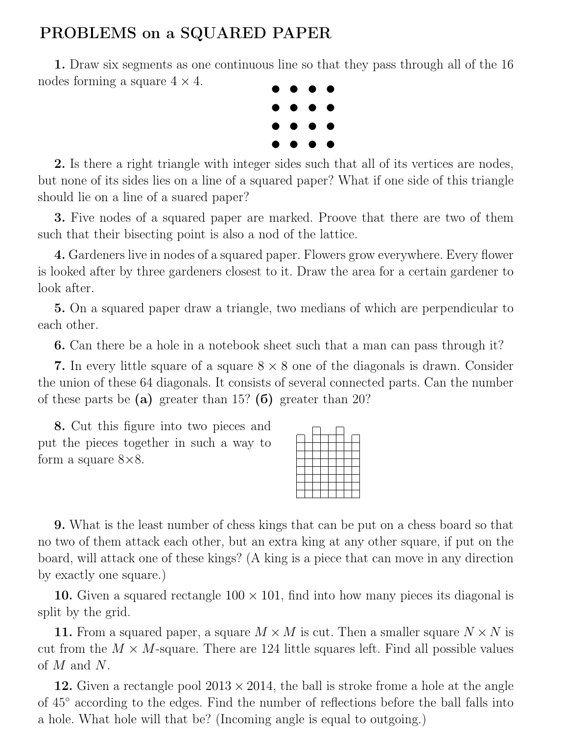# PROBLEMS on a SQUARED PAPER

**1.** Draw six segments as one continuous line so that they pass through all of the 16 nodes forming a square $4 \times 4$.

**2.** Is there a right triangle with integer sides such that all of its vertices are nodes, but none of its sides lies on a line of a squared paper? What if one side of this triangle should lie on a line of a suared paper?

**3.** Five nodes of a squared paper are marked. Proove that there are two of them such that their bisecting point is also a nod of the lattice.

**4.** Gardeners live in nodes of a squared paper. Flowers grow everywhere. Every flower is looked after by three gardeners closest to it. Draw the area for a certain gardener to look after.

**5.** On a squared paper draw a triangle, two medians of which are perpendicular to each other.

**6.** Can there be a hole in a notebook sheet such that a man can pass through it?

**7.** In every little square of a square $8 \times 8$ one of the diagonals is drawn. Consider the union of these 64 diagonals. It consists of several connected parts. Can the number of these parts be **(a)** greater than 15? **(б)** greater than 20?

**8.** Cut this figure into two pieces and put the pieces together in such a way to form a square 8×8.

**9.** What is the least number of chess kings that can be put on a chess board so that no two of them attack each other, but an extra king at any other square, if put on the board, will attack one of these kings? (A king is a piece that can move in any direction by exactly one square.)

**10.** Given a squared rectangle $100 \times 101$, find into how many pieces its diagonal is split by the grid.

**11.** From a squared paper, a square $M \times M$ is cut. Then a smaller square $N \times N$ is cut from the $M \times M$-square. There are 124 little squares left. Find all possible values of $M$ and $N$.

**12.** Given a rectangle pool $2013 \times 2014$, the ball is stroke frome a hole at the angle of $45^\circ$ according to the edges. Find the number of reflections before the ball falls into a hole. What hole will that be? (Incoming angle is equal to outgoing.)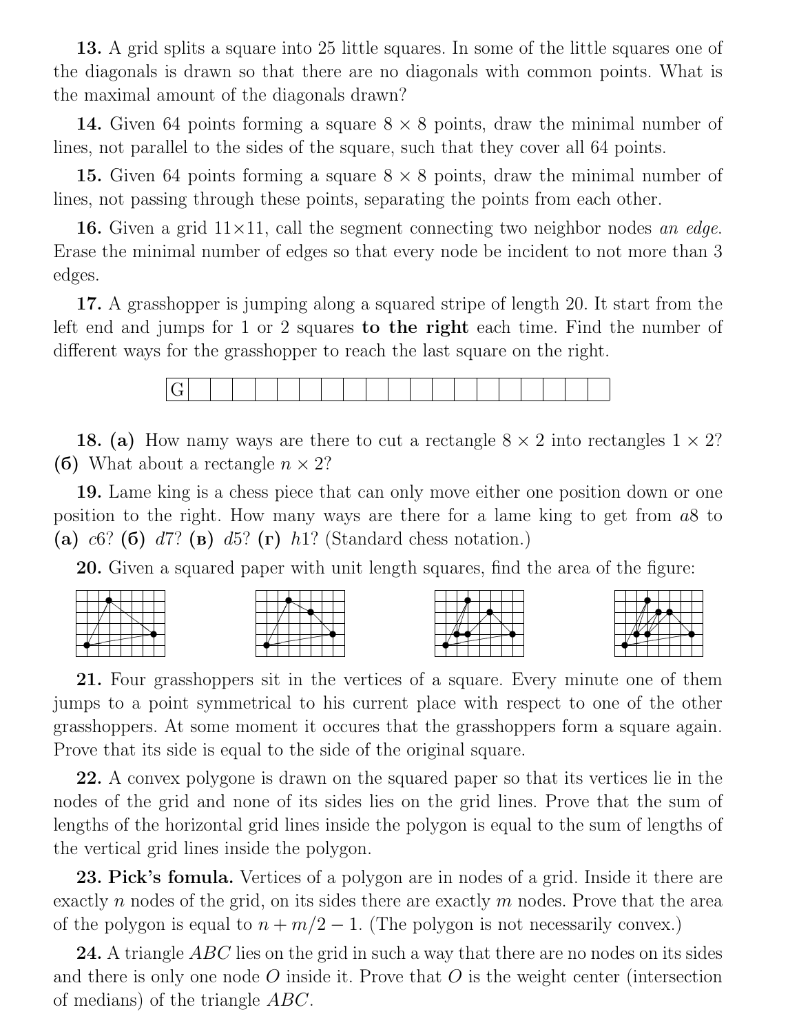**13.** A grid splits a square into 25 little squares. In some of the little squares one of the diagonals is drawn so that there are no diagonals with common points. What is the maximal amount of the diagonals drawn?

**14.** Given 64 points forming a square $8 \times 8$ points, draw the minimal number of lines, not parallel to the sides of the square, such that they cover all 64 points.

**15.** Given 64 points forming a square $8 \times 8$ points, draw the minimal number of lines, not passing through these points, separating the points from each other.

**16.** Given a grid $11 \times 11$, call the segment connecting two neighbor nodes *an edge*. Erase the minimal number of edges so that every node be incident to not more than 3 edges.

**17.** A grasshopper is jumping along a squared stripe of length 20. It start from the left end and jumps for 1 or 2 squares **to the right** each time. Find the number of different ways for the grasshopper to reach the last square on the right.

G

**18. (a)** How namy ways are there to cut a rectangle $8 \times 2$ into rectangles $1 \times 2$? **(б)** What about a rectangle $n \times 2$?

**19.** Lame king is a chess piece that can only move either one position down or one position to the right. How many ways are there for a lame king to get from $a8$ to **(a)** $c6$? **(б)** $d7$? **(в)** $d5$? **(г)** $h1$? (Standard chess notation.)

**20.** Given a squared paper with unit length squares, find the area of the figure:

**21.** Four grasshoppers sit in the vertices of a square. Every minute one of them jumps to a point symmetrical to his current place with respect to one of the other grasshoppers. At some moment it occures that the grasshoppers form a square again. Prove that its side is equal to the side of the original square.

**22.** A convex polygone is drawn on the squared paper so that its vertices lie in the nodes of the grid and none of its sides lies on the grid lines. Prove that the sum of lengths of the horizontal grid lines inside the polygon is equal to the sum of lengths of the vertical grid lines inside the polygon.

**23. Pick's fomula.** Vertices of a polygon are in nodes of a grid. Inside it there are exactly $n$ nodes of the grid, on its sides there are exactly $m$ nodes. Prove that the area of the polygon is equal to $n + m/2 - 1$. (The polygon is not necessarily convex.)

**24.** A triangle $ABC$ lies on the grid in such a way that there are no nodes on its sides and there is only one node $O$ inside it. Prove that $O$ is the weight center (intersection of medians) of the triangle $ABC$.